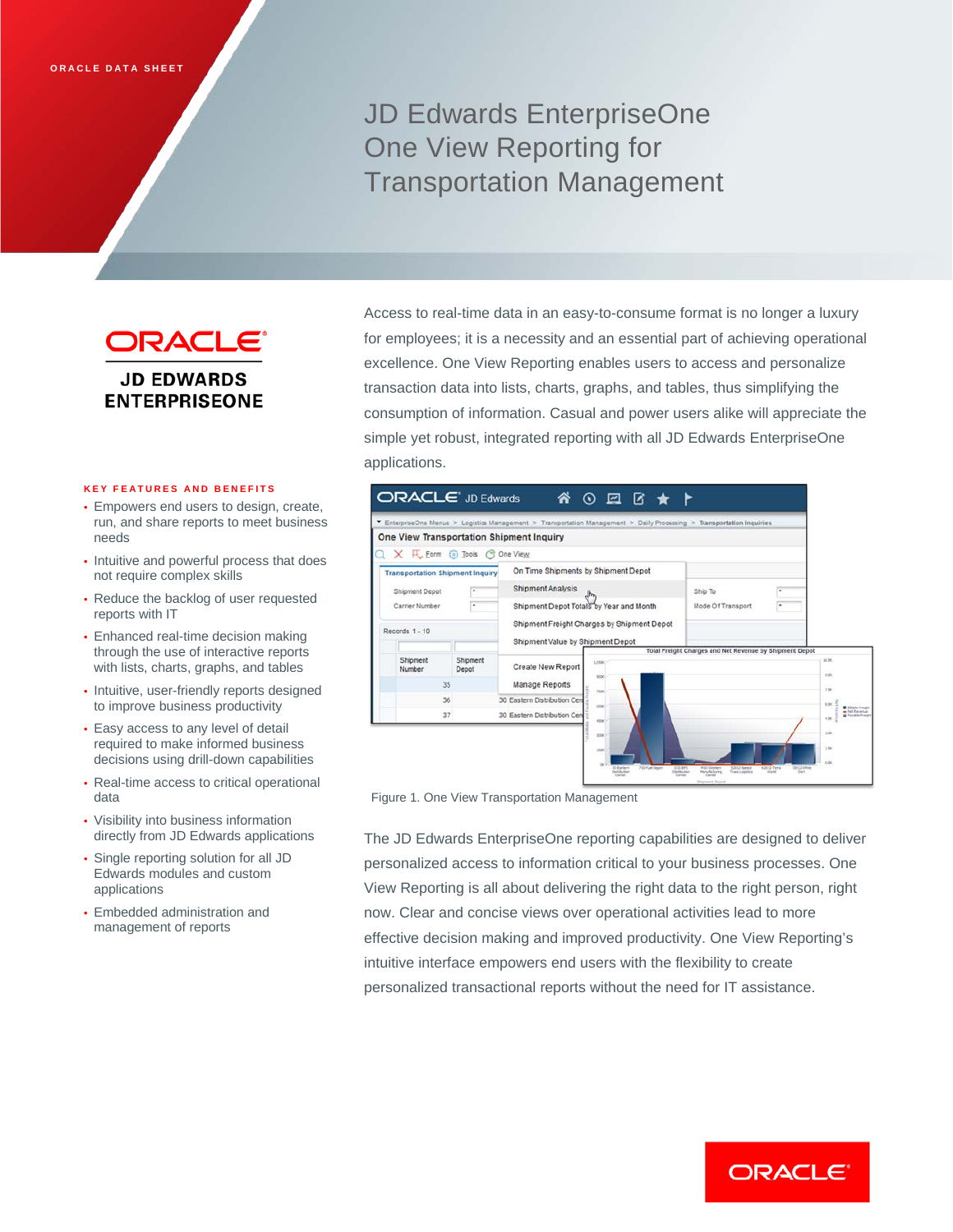ORACLE DATA SHEET

# JD Edwards EnterpriseOne One View Reporting for Transportation Management

ORACLE
JD EDWARDS ENTERPRISEONE

### KEY FEATURES AND BENEFITS

- Empowers end users to design, create, run, and share reports to meet business needs
- Intuitive and powerful process that does not require complex skills
- Reduce the backlog of user requested reports with IT
- Enhanced real-time decision making through the use of interactive reports with lists, charts, graphs, and tables
- Intuitive, user-friendly reports designed to improve business productivity
- Easy access to any level of detail required to make informed business decisions using drill-down capabilities
- Real-time access to critical operational data
- Visibility into business information directly from JD Edwards applications
- Single reporting solution for all JD Edwards modules and custom applications
- Embedded administration and management of reports

Access to real-time data in an easy-to-consume format is no longer a luxury for employees; it is a necessity and an essential part of achieving operational excellence. One View Reporting enables users to access and personalize transaction data into lists, charts, graphs, and tables, thus simplifying the consumption of information. Casual and power users alike will appreciate the simple yet robust, integrated reporting with all JD Edwards EnterpriseOne applications.

Figure 1. One View Transportation Management

The JD Edwards EnterpriseOne reporting capabilities are designed to deliver personalized access to information critical to your business processes. One View Reporting is all about delivering the right data to the right person, right now. Clear and concise views over operational activities lead to more effective decision making and improved productivity. One View Reporting's intuitive interface empowers end users with the flexibility to create personalized transactional reports without the need for IT assistance.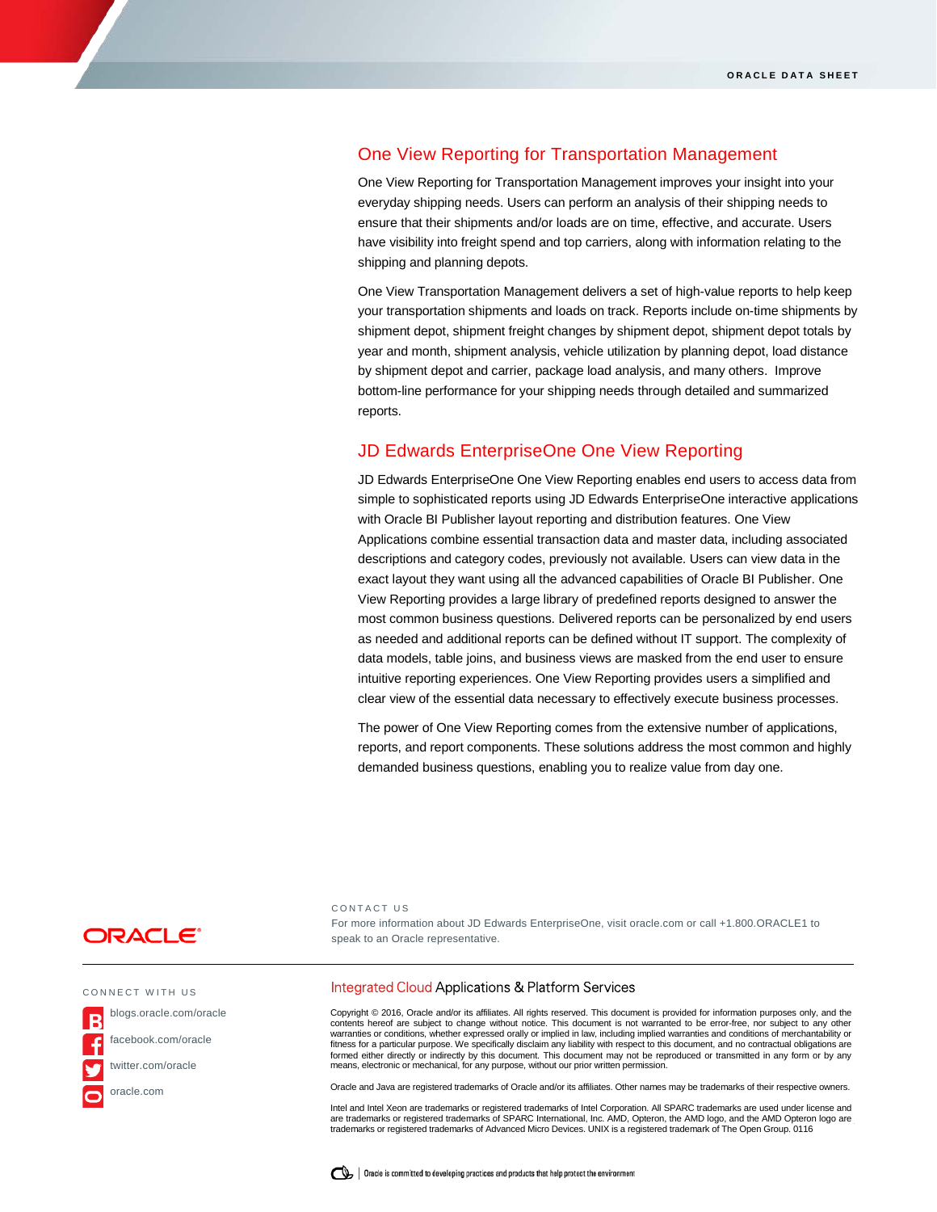## One View Reporting for Transportation Management

One View Reporting for Transportation Management improves your insight into your everyday shipping needs. Users can perform an analysis of their shipping needs to ensure that their shipments and/or loads are on time, effective, and accurate. Users have visibility into freight spend and top carriers, along with information relating to the shipping and planning depots.

One View Transportation Management delivers a set of high-value reports to help keep your transportation shipments and loads on track. Reports include on-time shipments by shipment depot, shipment freight changes by shipment depot, shipment depot totals by year and month, shipment analysis, vehicle utilization by planning depot, load distance by shipment depot and carrier, package load analysis, and many others. Improve bottom-line performance for your shipping needs through detailed and summarized reports.

## JD Edwards EnterpriseOne One View Reporting

JD Edwards EnterpriseOne One View Reporting enables end users to access data from simple to sophisticated reports using JD Edwards EnterpriseOne interactive applications with Oracle BI Publisher layout reporting and distribution features. One View Applications combine essential transaction data and master data, including associated descriptions and category codes, previously not available. Users can view data in the exact layout they want using all the advanced capabilities of Oracle BI Publisher. One View Reporting provides a large library of predefined reports designed to answer the most common business questions. Delivered reports can be personalized by end users as needed and additional reports can be defined without IT support. The complexity of data models, table joins, and business views are masked from the end user to ensure intuitive reporting experiences. One View Reporting provides users a simplified and clear view of the essential data necessary to effectively execute business processes.

The power of One View Reporting comes from the extensive number of applications, reports, and report components. These solutions address the most common and highly demanded business questions, enabling you to realize value from day one.

ORACLE

CONTACT US

For more information about JD Edwards EnterpriseOne, visit oracle.com or call +1.800.ORACLE1 to speak to an Oracle representative.

CONNECT WITH US

- blogs.oracle.com/oracle
- facebook.com/oracle
- twitter.com/oracle
- oracle.com

Integrated Cloud Applications & Platform Services

Copyright © 2016, Oracle and/or its affiliates. All rights reserved. This document is provided for information purposes only, and the contents hereof are subject to change without notice. This document is not warranted to be error-free, nor subject to any other warranties or conditions, whether expressed orally or implied in law, including implied warranties and conditions of merchantability or fitness for a particular purpose. We specifically disclaim any liability with respect to this document, and no contractual obligations are formed either directly or indirectly by this document. This document may not be reproduced or transmitted in any form or by any means, electronic or mechanical, for any purpose, without our prior written permission.

Oracle and Java are registered trademarks of Oracle and/or its affiliates. Other names may be trademarks of their respective owners.

Intel and Intel Xeon are trademarks or registered trademarks of Intel Corporation. All SPARC trademarks are used under license and are trademarks or registered trademarks of SPARC International, Inc. AMD, Opteron, the AMD logo, and the AMD Opteron logo are trademarks or registered trademarks of Advanced Micro Devices. UNIX is a registered trademark of The Open Group. 0116

Oracle is committed to developing practices and products that help protect the environment